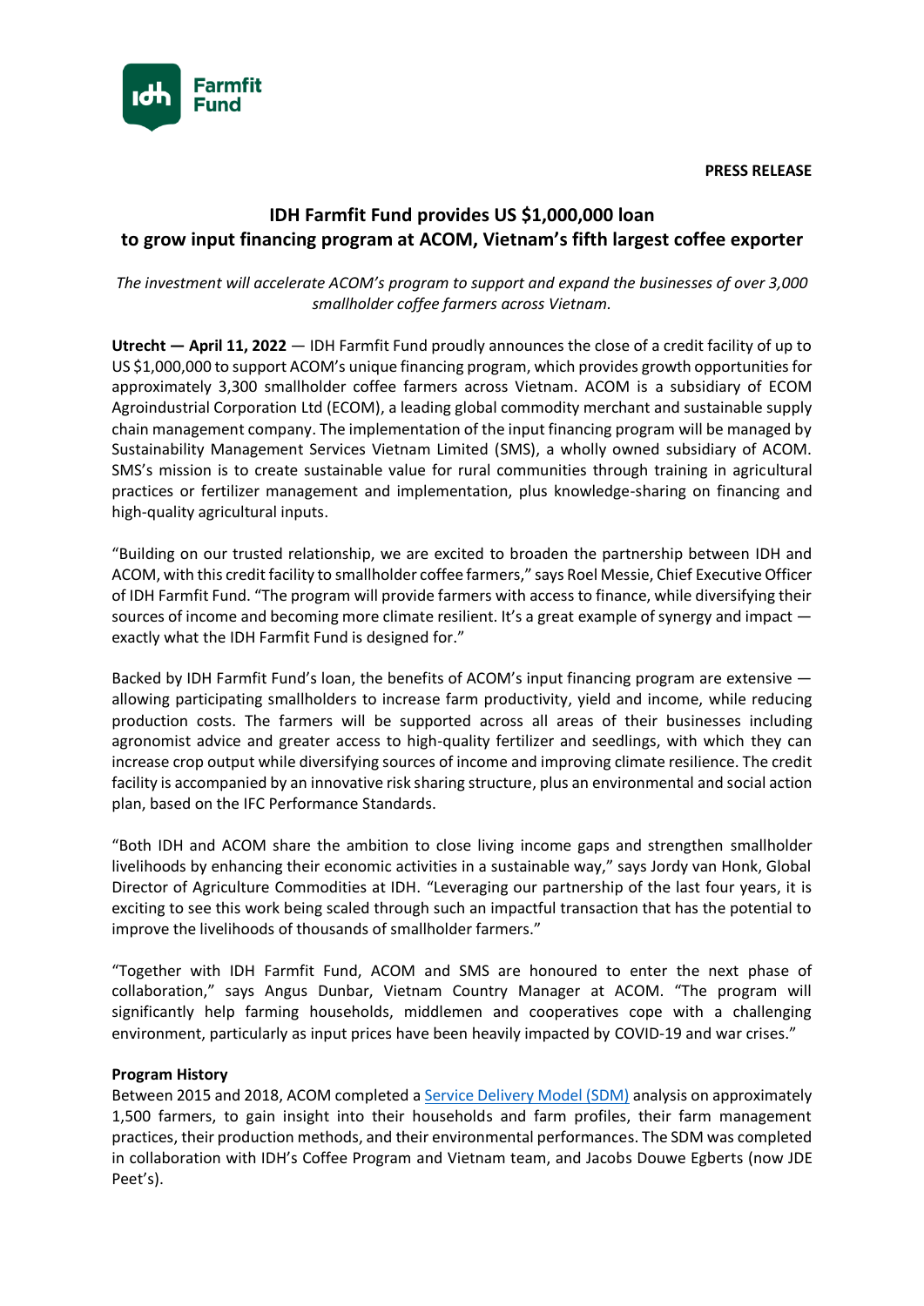**PRESS RELEASE**

# IDH Farmfit Fund provides US $1,000,000 loan to grow input financing program at ACOM, Vietnam's fifth largest coffee exporter

*The investment will accelerate ACOM's program to support and expand the businesses of over 3,000 smallholder coffee farmers across Vietnam.*

**Utrecht — April 11, 2022** — IDH Farmfit Fund proudly announces the close of a credit facility of up to US $1,000,000 to support ACOM's unique financing program, which provides growth opportunities for approximately 3,300 smallholder coffee farmers across Vietnam. ACOM is a subsidiary of ECOM Agroindustrial Corporation Ltd (ECOM), a leading global commodity merchant and sustainable supply chain management company. The implementation of the input financing program will be managed by Sustainability Management Services Vietnam Limited (SMS), a wholly owned subsidiary of ACOM. SMS's mission is to create sustainable value for rural communities through training in agricultural practices or fertilizer management and implementation, plus knowledge-sharing on financing and high-quality agricultural inputs.

"Building on our trusted relationship, we are excited to broaden the partnership between IDH and ACOM, with this credit facility to smallholder coffee farmers," says Roel Messie, Chief Executive Officer of IDH Farmfit Fund. "The program will provide farmers with access to finance, while diversifying their sources of income and becoming more climate resilient. It's a great example of synergy and impact — exactly what the IDH Farmfit Fund is designed for."

Backed by IDH Farmfit Fund's loan, the benefits of ACOM's input financing program are extensive — allowing participating smallholders to increase farm productivity, yield and income, while reducing production costs. The farmers will be supported across all areas of their businesses including agronomist advice and greater access to high-quality fertilizer and seedlings, with which they can increase crop output while diversifying sources of income and improving climate resilience. The credit facility is accompanied by an innovative risk sharing structure, plus an environmental and social action plan, based on the IFC Performance Standards.

"Both IDH and ACOM share the ambition to close living income gaps and strengthen smallholder livelihoods by enhancing their economic activities in a sustainable way," says Jordy van Honk, Global Director of Agriculture Commodities at IDH. "Leveraging our partnership of the last four years, it is exciting to see this work being scaled through such an impactful transaction that has the potential to improve the livelihoods of thousands of smallholder farmers."

"Together with IDH Farmfit Fund, ACOM and SMS are honoured to enter the next phase of collaboration," says Angus Dunbar, Vietnam Country Manager at ACOM. "The program will significantly help farming households, middlemen and cooperatives cope with a challenging environment, particularly as input prices have been heavily impacted by COVID-19 and war crises."

**Program History**

Between 2015 and 2018, ACOM completed a [Service Delivery Model (SDM)] analysis on approximately 1,500 farmers, to gain insight into their households and farm profiles, their farm management practices, their production methods, and their environmental performances. The SDM was completed in collaboration with IDH's Coffee Program and Vietnam team, and Jacobs Douwe Egberts (now JDE Peet's).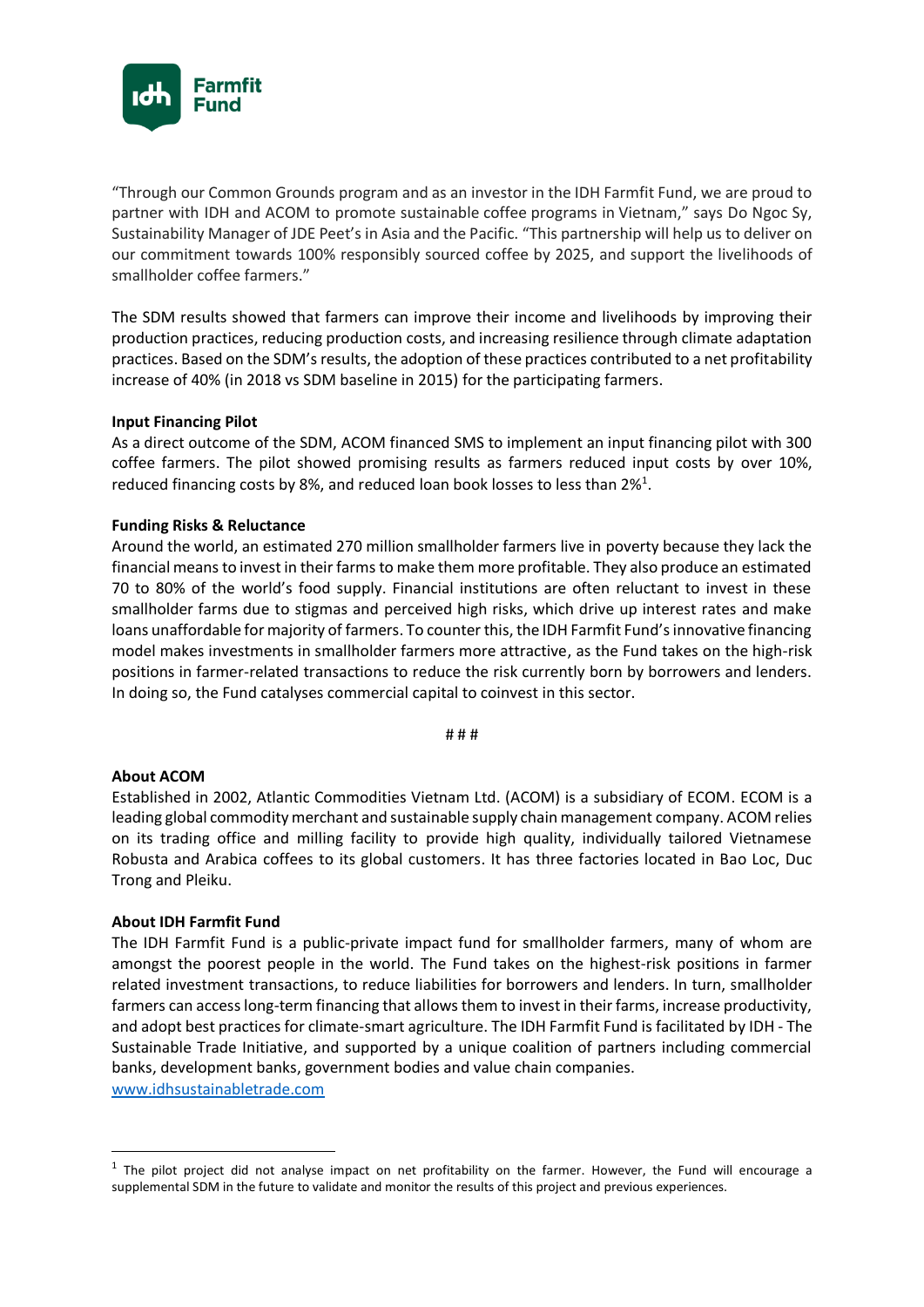"Through our Common Grounds program and as an investor in the IDH Farmfit Fund, we are proud to partner with IDH and ACOM to promote sustainable coffee programs in Vietnam," says Do Ngoc Sy, Sustainability Manager of JDE Peet's in Asia and the Pacific. "This partnership will help us to deliver on our commitment towards 100% responsibly sourced coffee by 2025, and support the livelihoods of smallholder coffee farmers."

The SDM results showed that farmers can improve their income and livelihoods by improving their production practices, reducing production costs, and increasing resilience through climate adaptation practices. Based on the SDM's results, the adoption of these practices contributed to a net profitability increase of 40% (in 2018 vs SDM baseline in 2015) for the participating farmers.

**Input Financing Pilot**
As a direct outcome of the SDM, ACOM financed SMS to implement an input financing pilot with 300 coffee farmers. The pilot showed promising results as farmers reduced input costs by over 10%, reduced financing costs by 8%, and reduced loan book losses to less than 2%[1].

**Funding Risks & Reluctance**
Around the world, an estimated 270 million smallholder farmers live in poverty because they lack the financial means to invest in their farms to make them more profitable. They also produce an estimated 70 to 80% of the world's food supply. Financial institutions are often reluctant to invest in these smallholder farms due to stigmas and perceived high risks, which drive up interest rates and make loans unaffordable for majority of farmers. To counter this, the IDH Farmfit Fund's innovative financing model makes investments in smallholder farmers more attractive, as the Fund takes on the high-risk positions in farmer-related transactions to reduce the risk currently born by borrowers and lenders. In doing so, the Fund catalyses commercial capital to coinvest in this sector.

# # #

**About ACOM**
Established in 2002, Atlantic Commodities Vietnam Ltd. (ACOM) is a subsidiary of ECOM. ECOM is a leading global commodity merchant and sustainable supply chain management company. ACOM relies on its trading office and milling facility to provide high quality, individually tailored Vietnamese Robusta and Arabica coffees to its global customers. It has three factories located in Bao Loc, Duc Trong and Pleiku.

**About IDH Farmfit Fund**
The IDH Farmfit Fund is a public-private impact fund for smallholder farmers, many of whom are amongst the poorest people in the world. The Fund takes on the highest-risk positions in farmer related investment transactions, to reduce liabilities for borrowers and lenders. In turn, smallholder farmers can access long-term financing that allows them to invest in their farms, increase productivity, and adopt best practices for climate-smart agriculture. The IDH Farmfit Fund is facilitated by IDH - The Sustainable Trade Initiative, and supported by a unique coalition of partners including commercial banks, development banks, government bodies and value chain companies.
www.idhsustainabletrade.com

[1] The pilot project did not analyse impact on net profitability on the farmer. However, the Fund will encourage a supplemental SDM in the future to validate and monitor the results of this project and previous experiences.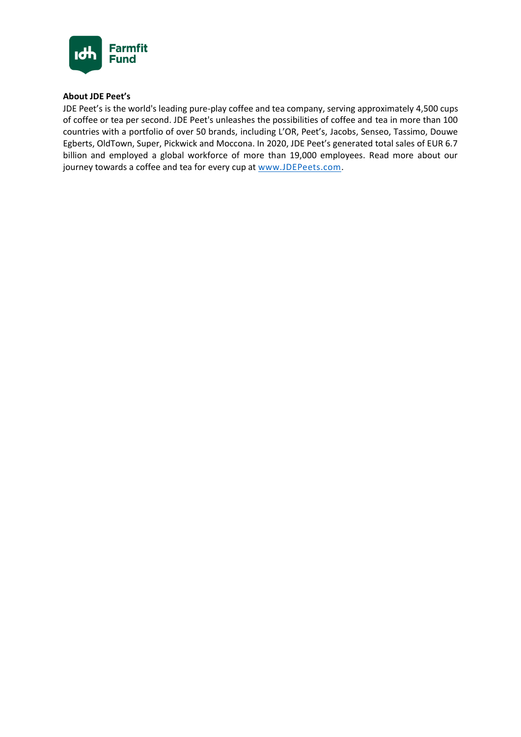**About JDE Peet's**

JDE Peet's is the world's leading pure-play coffee and tea company, serving approximately 4,500 cups of coffee or tea per second. JDE Peet's unleashes the possibilities of coffee and tea in more than 100 countries with a portfolio of over 50 brands, including L'OR, Peet's, Jacobs, Senseo, Tassimo, Douwe Egberts, OldTown, Super, Pickwick and Moccona. In 2020, JDE Peet's generated total sales of EUR 6.7 billion and employed a global workforce of more than 19,000 employees. Read more about our journey towards a coffee and tea for every cup at [www.JDEPeets.com](http://www.JDEPeets.com).